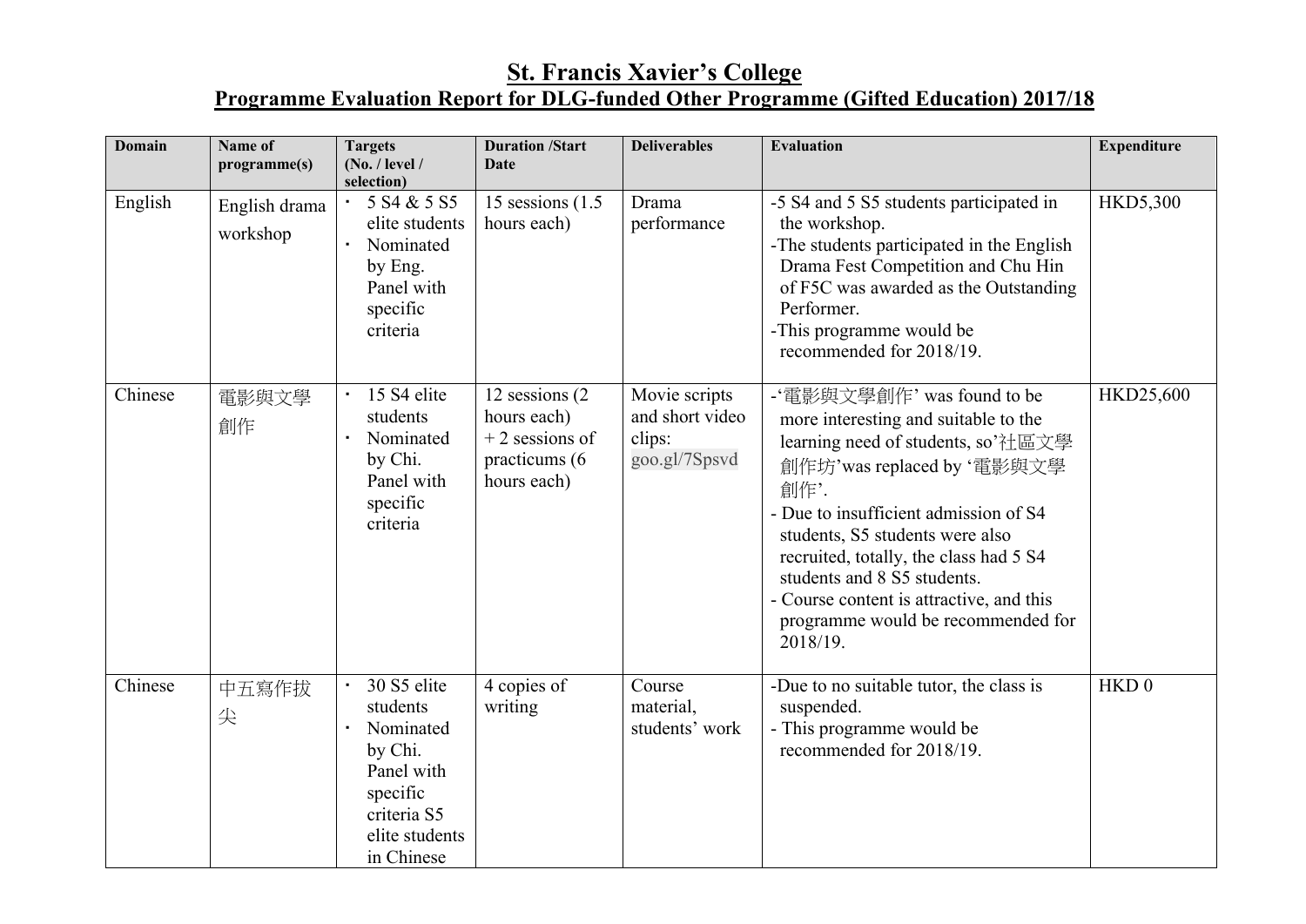# St. Francis Xavier's College

## Programme Evaluation Report for DLG-funded Other Programme (Gifted Education) 2017/18

| Domain | Name of programme(s) | Targets (No. / level / selection) | Duration /Start Date | Deliverables | Evaluation | Expenditure |
|---|---|---|---|---|---|---|
| English | English drama workshop | • 5 S4 & 5 S5 elite students<br>• Nominated by Eng. Panel with specific criteria | 15 sessions (1.5 hours each) | Drama performance | -5 S4 and 5 S5 students participated in the workshop.<br>-The students participated in the English Drama Fest Competition and Chu Hin of F5C was awarded as the Outstanding Performer.<br>-This programme would be recommended for 2018/19. | HKD5,300 |
| Chinese | 電影與文學創作 | • 15 S4 elite students<br>• Nominated by Chi. Panel with specific criteria | 12 sessions (2 hours each) + 2 sessions of practicums (6 hours each) | Movie scripts and short video clips: goo.gl/7Spsvd | -'電影與文學創作' was found to be more interesting and suitable to the learning need of students, so'社區文學創作坊'was replaced by '電影與文學創作'.<br>- Due to insufficient admission of S4 students, S5 students were also recruited, totally, the class had 5 S4 students and 8 S5 students.<br>- Course content is attractive, and this programme would be recommended for 2018/19. | HKD25,600 |
| Chinese | 中五寫作拔尖 | • 30 S5 elite students<br>• Nominated by Chi. Panel with specific criteria S5 elite students in Chinese | 4 copies of writing | Course material, students' work | -Due to no suitable tutor, the class is suspended.<br>- This programme would be recommended for 2018/19. | HKD 0 |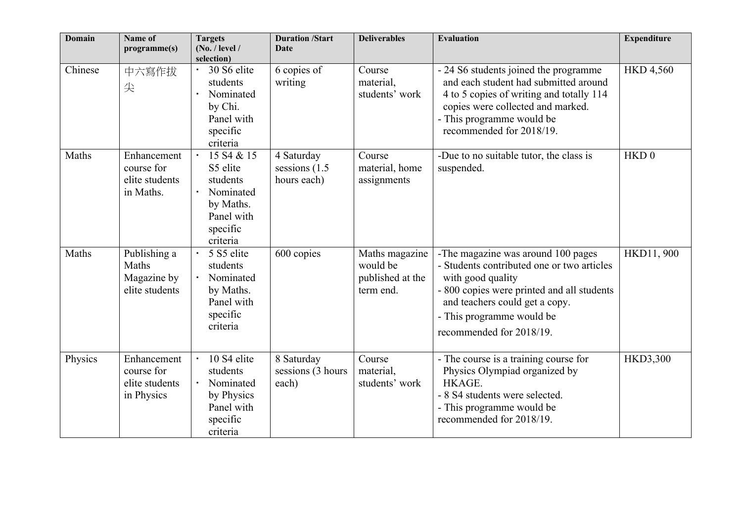| Domain | Name of programme(s) | Targets (No. / level / selection) | Duration /Start Date | Deliverables | Evaluation | Expenditure |
|---|---|---|---|---|---|---|
| Chinese | 中六寫作拔尖 | • 30 S6 elite students<br>• Nominated by Chi. Panel with specific criteria | 6 copies of writing | Course material, students' work | - 24 S6 students joined the programme and each student had submitted around 4 to 5 copies of writing and totally 114 copies were collected and marked.<br>- This programme would be recommended for 2018/19. | HKD 4,560 |
| Maths | Enhancement course for elite students in Maths. | • 15 S4 & 15 S5 elite students<br>• Nominated by Maths. Panel with specific criteria | 4 Saturday sessions (1.5 hours each) | Course material, home assignments | -Due to no suitable tutor, the class is suspended. | HKD 0 |
| Maths | Publishing a Maths Magazine by elite students | • 5 S5 elite students<br>• Nominated by Maths. Panel with specific criteria | 600 copies | Maths magazine would be published at the term end. | -The magazine was around 100 pages<br>- Students contributed one or two articles with good quality<br>- 800 copies were printed and all students and teachers could get a copy.<br>- This programme would be recommended for 2018/19. | HKD11, 900 |
| Physics | Enhancement course for elite students in Physics | • 10 S4 elite students<br>• Nominated by Physics Panel with specific criteria | 8 Saturday sessions (3 hours each) | Course material, students' work | - The course is a training course for Physics Olympiad organized by HKAGE.<br>- 8 S4 students were selected.<br>- This programme would be recommended for 2018/19. | HKD3,300 |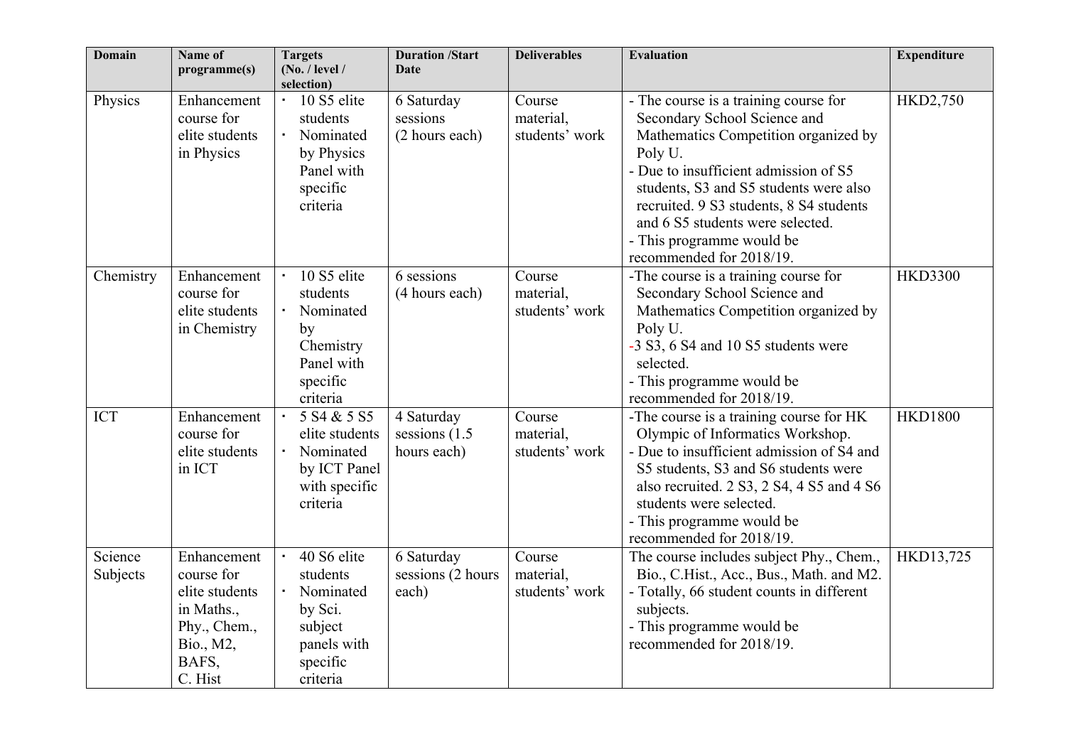| Domain | Name of programme(s) | Targets (No. / level / selection) | Duration /Start Date | Deliverables | Evaluation | Expenditure |
|---|---|---|---|---|---|---|
| Physics | Enhancement course for elite students in Physics | • 10 S5 elite students<br>• Nominated by Physics Panel with specific criteria | 6 Saturday sessions (2 hours each) | Course material, students' work | - The course is a training course for Secondary School Science and Mathematics Competition organized by Poly U.<br>- Due to insufficient admission of S5 students, S3 and S5 students were also recruited. 9 S3 students, 8 S4 students and 6 S5 students were selected.<br>- This programme would be recommended for 2018/19. | HKD2,750 |
| Chemistry | Enhancement course for elite students in Chemistry | • 10 S5 elite students<br>• Nominated by Chemistry Panel with specific criteria | 6 sessions (4 hours each) | Course material, students' work | -The course is a training course for Secondary School Science and Mathematics Competition organized by Poly U.<br>-3 S3, 6 S4 and 10 S5 students were selected.<br>- This programme would be recommended for 2018/19. | HKD3300 |
| ICT | Enhancement course for elite students in ICT | • 5 S4 & 5 S5 elite students<br>• Nominated by ICT Panel with specific criteria | 4 Saturday sessions (1.5 hours each) | Course material, students' work | -The course is a training course for HK Olympic of Informatics Workshop.<br>- Due to insufficient admission of S4 and S5 students, S3 and S6 students were also recruited. 2 S3, 2 S4, 4 S5 and 4 S6 students were selected.<br>- This programme would be recommended for 2018/19. | HKD1800 |
| Science Subjects | Enhancement course for elite students in Maths., Phy., Chem., Bio., M2, BAFS, C. Hist | • 40 S6 elite students<br>• Nominated by Sci. subject panels with specific criteria | 6 Saturday sessions (2 hours each) | Course material, students' work | The course includes subject Phy., Chem., Bio., C.Hist., Acc., Bus., Math. and M2.<br>- Totally, 66 student counts in different subjects.<br>- This programme would be recommended for 2018/19. | HKD13,725 |